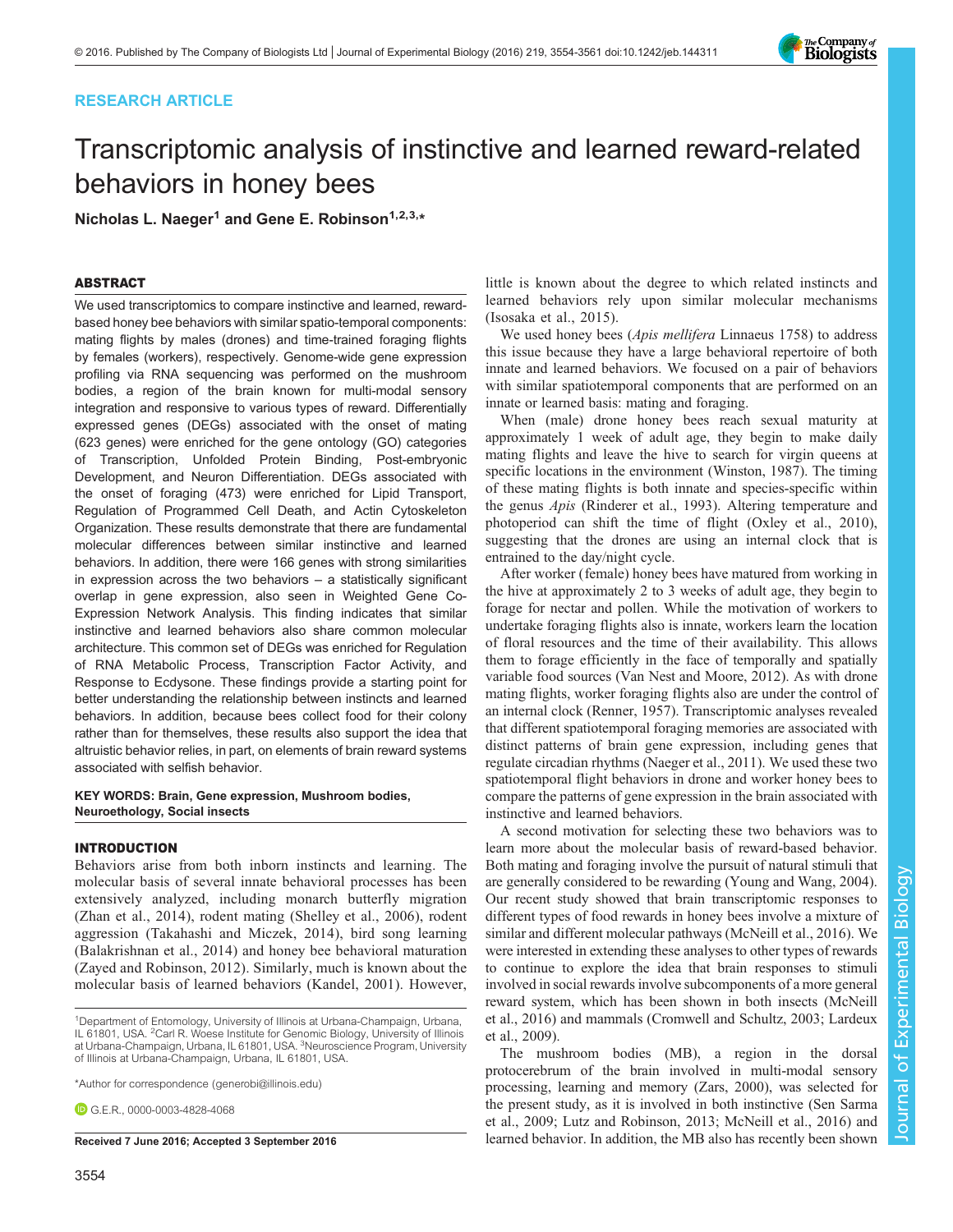RESEARCH ARTICLE

# Transcriptomic analysis of instinctive and learned reward-related behaviors in honey bees

**Nicholas L. Naeger[1] and Gene E. Robinson[1,2,3,*]**

## ABSTRACT

We used transcriptomics to compare instinctive and learned, reward-based honey bee behaviors with similar spatio-temporal components: mating flights by males (drones) and time-trained foraging flights by females (workers), respectively. Genome-wide gene expression profiling via RNA sequencing was performed on the mushroom bodies, a region of the brain known for multi-modal sensory integration and responsive to various types of reward. Differentially expressed genes (DEGs) associated with the onset of mating (623 genes) were enriched for the gene ontology (GO) categories of Transcription, Unfolded Protein Binding, Post-embryonic Development, and Neuron Differentiation. DEGs associated with the onset of foraging (473) were enriched for Lipid Transport, Regulation of Programmed Cell Death, and Actin Cytoskeleton Organization. These results demonstrate that there are fundamental molecular differences between similar instinctive and learned behaviors. In addition, there were 166 genes with strong similarities in expression across the two behaviors – a statistically significant overlap in gene expression, also seen in Weighted Gene Co-Expression Network Analysis. This finding indicates that similar instinctive and learned behaviors also share common molecular architecture. This common set of DEGs was enriched for Regulation of RNA Metabolic Process, Transcription Factor Activity, and Response to Ecdysone. These findings provide a starting point for better understanding the relationship between instincts and learned behaviors. In addition, because bees collect food for their colony rather than for themselves, these results also support the idea that altruistic behavior relies, in part, on elements of brain reward systems associated with selfish behavior.

**KEY WORDS: Brain, Gene expression, Mushroom bodies, Neuroethology, Social insects**

## INTRODUCTION

Behaviors arise from both inborn instincts and learning. The molecular basis of several innate behavioral processes has been extensively analyzed, including monarch butterfly migration (Zhan et al., 2014), rodent mating (Shelley et al., 2006), rodent aggression (Takahashi and Miczek, 2014), bird song learning (Balakrishnan et al., 2014) and honey bee behavioral maturation (Zayed and Robinson, 2012). Similarly, much is known about the molecular basis of learned behaviors (Kandel, 2001). However, little is known about the degree to which related instincts and learned behaviors rely upon similar molecular mechanisms (Isosaka et al., 2015).

We used honey bees (*Apis mellifera* Linnaeus 1758) to address this issue because they have a large behavioral repertoire of both innate and learned behaviors. We focused on a pair of behaviors with similar spatiotemporal components that are performed on an innate or learned basis: mating and foraging.

When (male) drone honey bees reach sexual maturity at approximately 1 week of adult age, they begin to make daily mating flights and leave the hive to search for virgin queens at specific locations in the environment (Winston, 1987). The timing of these mating flights is both innate and species-specific within the genus *Apis* (Rinderer et al., 1993). Altering temperature and photoperiod can shift the time of flight (Oxley et al., 2010), suggesting that the drones are using an internal clock that is entrained to the day/night cycle.

After worker (female) honey bees have matured from working in the hive at approximately 2 to 3 weeks of adult age, they begin to forage for nectar and pollen. While the motivation of workers to undertake foraging flights also is innate, workers learn the location of floral resources and the time of their availability. This allows them to forage efficiently in the face of temporally and spatially variable food sources (Van Nest and Moore, 2012). As with drone mating flights, worker foraging flights also are under the control of an internal clock (Renner, 1957). Transcriptomic analyses revealed that different spatiotemporal foraging memories are associated with distinct patterns of brain gene expression, including genes that regulate circadian rhythms (Naeger et al., 2011). We used these two spatiotemporal flight behaviors in drone and worker honey bees to compare the patterns of gene expression in the brain associated with instinctive and learned behaviors.

A second motivation for selecting these two behaviors was to learn more about the molecular basis of reward-based behavior. Both mating and foraging involve the pursuit of natural stimuli that are generally considered to be rewarding (Young and Wang, 2004). Our recent study showed that brain transcriptomic responses to different types of food rewards in honey bees involve a mixture of similar and different molecular pathways (McNeill et al., 2016). We were interested in extending these analyses to other types of rewards to continue to explore the idea that brain responses to stimuli involved in social rewards involve subcomponents of a more general reward system, which has been shown in both insects (McNeill et al., 2016) and mammals (Cromwell and Schultz, 2003; Lardeux et al., 2009).

The mushroom bodies (MB), a region in the dorsal protocerebrum of the brain involved in multi-modal sensory processing, learning and memory (Zars, 2000), was selected for the present study, as it is involved in both instinctive (Sen Sarma et al., 2009; Lutz and Robinson, 2013; McNeill et al., 2016) and learned behavior. In addition, the MB also has recently been shown

---

[1]Department of Entomology, University of Illinois at Urbana-Champaign, Urbana, IL 61801, USA. [2]Carl R. Woese Institute for Genomic Biology, University of Illinois at Urbana-Champaign, Urbana, IL 61801, USA. [3]Neuroscience Program, University of Illinois at Urbana-Champaign, Urbana, IL 61801, USA.

*Author for correspondence (generobi@illinois.edu)

G.E.R., 0000-0003-4828-4068

**Received 7 June 2016; Accepted 3 September 2016**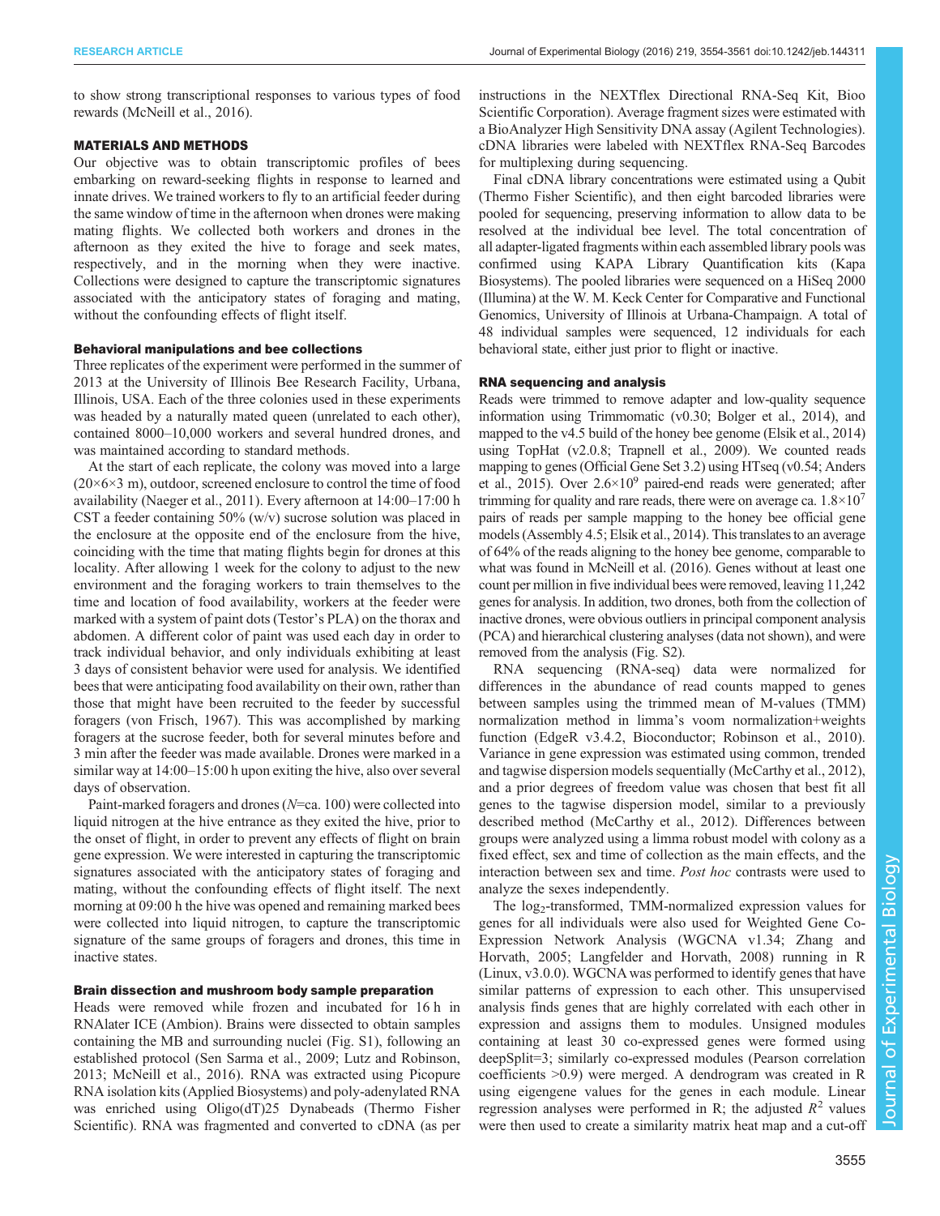to show strong transcriptional responses to various types of food rewards (McNeill et al., 2016).

## MATERIALS AND METHODS

Our objective was to obtain transcriptomic profiles of bees embarking on reward-seeking flights in response to learned and innate drives. We trained workers to fly to an artificial feeder during the same window of time in the afternoon when drones were making mating flights. We collected both workers and drones in the afternoon as they exited the hive to forage and seek mates, respectively, and in the morning when they were inactive. Collections were designed to capture the transcriptomic signatures associated with the anticipatory states of foraging and mating, without the confounding effects of flight itself.

### Behavioral manipulations and bee collections

Three replicates of the experiment were performed in the summer of 2013 at the University of Illinois Bee Research Facility, Urbana, Illinois, USA. Each of the three colonies used in these experiments was headed by a naturally mated queen (unrelated to each other), contained 8000–10,000 workers and several hundred drones, and was maintained according to standard methods.

At the start of each replicate, the colony was moved into a large (20×6×3 m), outdoor, screened enclosure to control the time of food availability (Naeger et al., 2011). Every afternoon at 14:00–17:00 h CST a feeder containing 50% (w/v) sucrose solution was placed in the enclosure at the opposite end of the enclosure from the hive, coinciding with the time that mating flights begin for drones at this locality. After allowing 1 week for the colony to adjust to the new environment and the foraging workers to train themselves to the time and location of food availability, workers at the feeder were marked with a system of paint dots (Testor's PLA) on the thorax and abdomen. A different color of paint was used each day in order to track individual behavior, and only individuals exhibiting at least 3 days of consistent behavior were used for analysis. We identified bees that were anticipating food availability on their own, rather than those that might have been recruited to the feeder by successful foragers (von Frisch, 1967). This was accomplished by marking foragers at the sucrose feeder, both for several minutes before and 3 min after the feeder was made available. Drones were marked in a similar way at 14:00–15:00 h upon exiting the hive, also over several days of observation.

Paint-marked foragers and drones (*N*=ca. 100) were collected into liquid nitrogen at the hive entrance as they exited the hive, prior to the onset of flight, in order to prevent any effects of flight on brain gene expression. We were interested in capturing the transcriptomic signatures associated with the anticipatory states of foraging and mating, without the confounding effects of flight itself. The next morning at 09:00 h the hive was opened and remaining marked bees were collected into liquid nitrogen, to capture the transcriptomic signature of the same groups of foragers and drones, this time in inactive states.

### Brain dissection and mushroom body sample preparation

Heads were removed while frozen and incubated for 16 h in RNAlater ICE (Ambion). Brains were dissected to obtain samples containing the MB and surrounding nuclei (Fig. S1), following an established protocol (Sen Sarma et al., 2009; Lutz and Robinson, 2013; McNeill et al., 2016). RNA was extracted using Picopure RNA isolation kits (Applied Biosystems) and poly-adenylated RNA was enriched using Oligo(dT)25 Dynabeads (Thermo Fisher Scientific). RNA was fragmented and converted to cDNA (as per instructions in the NEXTflex Directional RNA-Seq Kit, Bioo Scientific Corporation). Average fragment sizes were estimated with a BioAnalyzer High Sensitivity DNA assay (Agilent Technologies). cDNA libraries were labeled with NEXTflex RNA-Seq Barcodes for multiplexing during sequencing.

Final cDNA library concentrations were estimated using a Qubit (Thermo Fisher Scientific), and then eight barcoded libraries were pooled for sequencing, preserving information to allow data to be resolved at the individual bee level. The total concentration of all adapter-ligated fragments within each assembled library pools was confirmed using KAPA Library Quantification kits (Kapa Biosystems). The pooled libraries were sequenced on a HiSeq 2000 (Illumina) at the W. M. Keck Center for Comparative and Functional Genomics, University of Illinois at Urbana-Champaign. A total of 48 individual samples were sequenced, 12 individuals for each behavioral state, either just prior to flight or inactive.

### RNA sequencing and analysis

Reads were trimmed to remove adapter and low-quality sequence information using Trimmomatic (v0.30; Bolger et al., 2014), and mapped to the v4.5 build of the honey bee genome (Elsik et al., 2014) using TopHat (v2.0.8; Trapnell et al., 2009). We counted reads mapping to genes (Official Gene Set 3.2) using HTseq (v0.54; Anders et al., 2015). Over $2.6\times10^9$ paired-end reads were generated; after trimming for quality and rare reads, there were on average ca. $1.8\times10^7$ pairs of reads per sample mapping to the honey bee official gene models (Assembly 4.5; Elsik et al., 2014). This translates to an average of 64% of the reads aligning to the honey bee genome, comparable to what was found in McNeill et al. (2016). Genes without at least one count per million in five individual bees were removed, leaving 11,242 genes for analysis. In addition, two drones, both from the collection of inactive drones, were obvious outliers in principal component analysis (PCA) and hierarchical clustering analyses (data not shown), and were removed from the analysis (Fig. S2).

RNA sequencing (RNA-seq) data were normalized for differences in the abundance of read counts mapped to genes between samples using the trimmed mean of M-values (TMM) normalization method in limma's voom normalization+weights function (EdgeR v3.4.2, Bioconductor; Robinson et al., 2010). Variance in gene expression was estimated using common, trended and tagwise dispersion models sequentially (McCarthy et al., 2012), and a prior degrees of freedom value was chosen that best fit all genes to the tagwise dispersion model, similar to a previously described method (McCarthy et al., 2012). Differences between groups were analyzed using a limma robust model with colony as a fixed effect, sex and time of collection as the main effects, and the interaction between sex and time. *Post hoc* contrasts were used to analyze the sexes independently.

The $\log_2$-transformed, TMM-normalized expression values for genes for all individuals were also used for Weighted Gene Co-Expression Network Analysis (WGCNA v1.34; Zhang and Horvath, 2005; Langfelder and Horvath, 2008) running in R (Linux, v3.0.0). WGCNA was performed to identify genes that have similar patterns of expression to each other. This unsupervised analysis finds genes that are highly correlated with each other in expression and assigns them to modules. Unsigned modules containing at least 30 co-expressed genes were formed using deepSplit=3; similarly co-expressed modules (Pearson correlation coefficients >0.9) were merged. A dendrogram was created in R using eigengene values for the genes in each module. Linear regression analyses were performed in R; the adjusted $R^2$ values were then used to create a similarity matrix heat map and a cut-off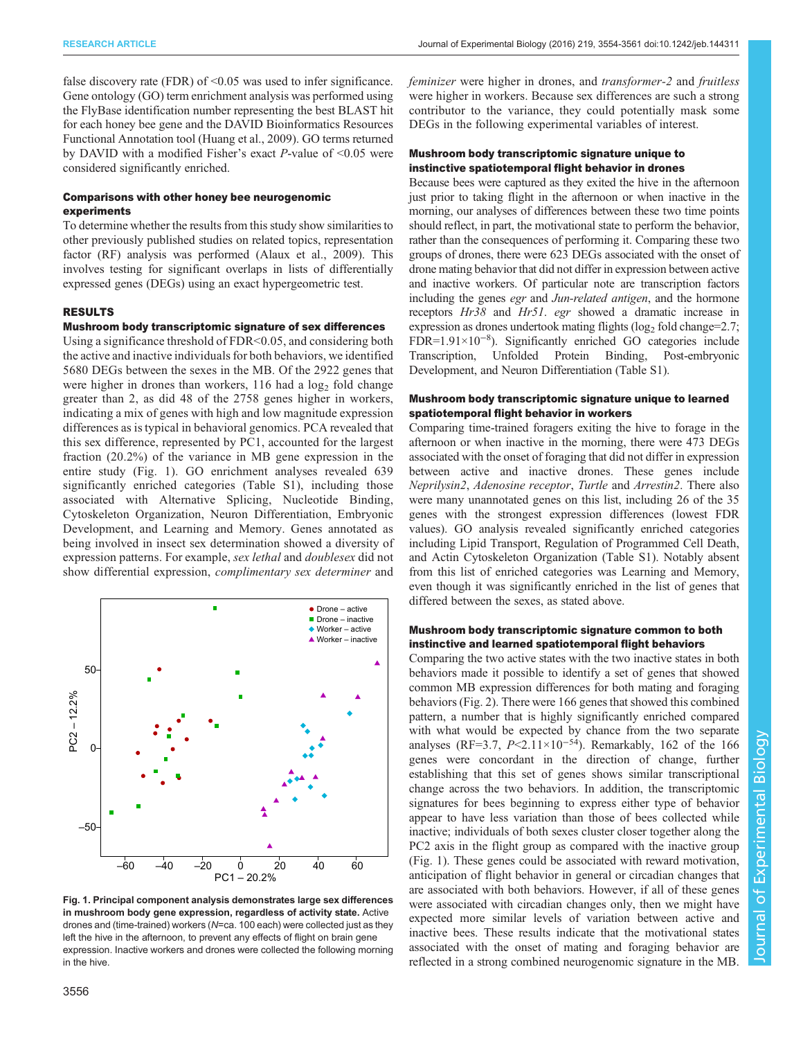false discovery rate (FDR) of <0.05 was used to infer significance. Gene ontology (GO) term enrichment analysis was performed using the FlyBase identification number representing the best BLAST hit for each honey bee gene and the DAVID Bioinformatics Resources Functional Annotation tool (Huang et al., 2009). GO terms returned by DAVID with a modified Fisher's exact *P*-value of <0.05 were considered significantly enriched.

#### Comparisons with other honey bee neurogenomic experiments

To determine whether the results from this study show similarities to other previously published studies on related topics, representation factor (RF) analysis was performed (Alaux et al., 2009). This involves testing for significant overlaps in lists of differentially expressed genes (DEGs) using an exact hypergeometric test.

## RESULTS

#### Mushroom body transcriptomic signature of sex differences

Using a significance threshold of FDR<0.05, and considering both the active and inactive individuals for both behaviors, we identified 5680 DEGs between the sexes in the MB. Of the 2922 genes that were higher in drones than workers, 116 had a $\log_2$ fold change greater than 2, as did 48 of the 2758 genes higher in workers, indicating a mix of genes with high and low magnitude expression differences as is typical in behavioral genomics. PCA revealed that this sex difference, represented by PC1, accounted for the largest fraction (20.2%) of the variance in MB gene expression in the entire study (Fig. 1). GO enrichment analyses revealed 639 significantly enriched categories (Table S1), including those associated with Alternative Splicing, Nucleotide Binding, Cytoskeleton Organization, Neuron Differentiation, Embryonic Development, and Learning and Memory. Genes annotated as being involved in insect sex determination showed a diversity of expression patterns. For example, *sex lethal* and *doublesex* did not show differential expression, *complimentary sex determiner* and *feminizer* were higher in drones, and *transformer-2* and *fruitless* were higher in workers. Because sex differences are such a strong contributor to the variance, they could potentially mask some DEGs in the following experimental variables of interest.

**Fig. 1. Principal component analysis demonstrates large sex differences in mushroom body gene expression, regardless of activity state.** Active drones and (time-trained) workers (*N*=ca. 100 each) were collected just as they left the hive in the afternoon, to prevent any effects of flight on brain gene expression. Inactive workers and drones were collected the following morning in the hive.

#### Mushroom body transcriptomic signature unique to instinctive spatiotemporal flight behavior in drones

Because bees were captured as they exited the hive in the afternoon just prior to taking flight in the afternoon or when inactive in the morning, our analyses of differences between these two time points should reflect, in part, the motivational state to perform the behavior, rather than the consequences of performing it. Comparing these two groups of drones, there were 623 DEGs associated with the onset of drone mating behavior that did not differ in expression between active and inactive workers. Of particular note are transcription factors including the genes *egr* and *Jun-related antigen*, and the hormone receptors *Hr38* and *Hr51*. *egr* showed a dramatic increase in expression as drones undertook mating flights ($\log_2$ fold change=2.7; FDR=$1.91\times10^{-8}$). Significantly enriched GO categories include Transcription, Unfolded Protein Binding, Post-embryonic Development, and Neuron Differentiation (Table S1).

#### Mushroom body transcriptomic signature unique to learned spatiotemporal flight behavior in workers

Comparing time-trained foragers exiting the hive to forage in the afternoon or when inactive in the morning, there were 473 DEGs associated with the onset of foraging that did not differ in expression between active and inactive drones. These genes include *Neprilysin2*, *Adenosine receptor*, *Turtle* and *Arrestin2*. There also were many unannotated genes on this list, including 26 of the 35 genes with the strongest expression differences (lowest FDR values). GO analysis revealed significantly enriched categories including Lipid Transport, Regulation of Programmed Cell Death, and Actin Cytoskeleton Organization (Table S1). Notably absent from this list of enriched categories was Learning and Memory, even though it was significantly enriched in the list of genes that differed between the sexes, as stated above.

#### Mushroom body transcriptomic signature common to both instinctive and learned spatiotemporal flight behaviors

Comparing the two active states with the two inactive states in both behaviors made it possible to identify a set of genes that showed common MB expression differences for both mating and foraging behaviors (Fig. 2). There were 166 genes that showed this combined pattern, a number that is highly significantly enriched compared with what would be expected by chance from the two separate analyses (RF=3.7, $P<2.11\times10^{-54}$). Remarkably, 162 of the 166 genes were concordant in the direction of change, further establishing that this set of genes shows similar transcriptional change across the two behaviors. In addition, the transcriptomic signatures for bees beginning to express either type of behavior appear to have less variation than those of bees collected while inactive; individuals of both sexes cluster closer together along the PC2 axis in the flight group as compared with the inactive group (Fig. 1). These genes could be associated with reward motivation, anticipation of flight behavior in general or circadian changes that are associated with both behaviors. However, if all of these genes were associated with circadian changes only, then we might have expected more similar levels of variation between active and inactive bees. These results indicate that the motivational states associated with the onset of mating and foraging behavior are reflected in a strong combined neurogenomic signature in the MB.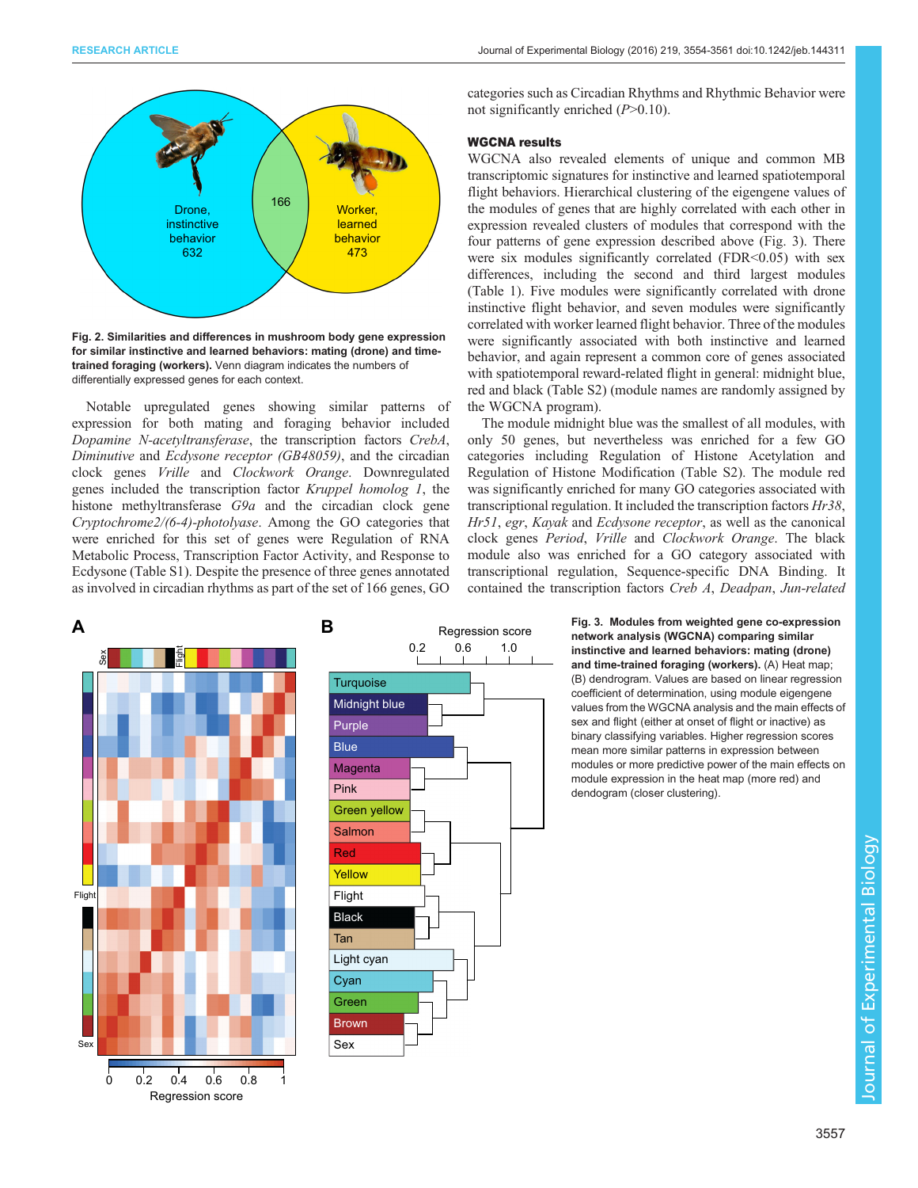Fig. 2. Similarities and differences in mushroom body gene expression for similar instinctive and learned behaviors: mating (drone) and time-trained foraging (workers). Venn diagram indicates the numbers of differentially expressed genes for each context.

Notable upregulated genes showing similar patterns of expression for both mating and foraging behavior included *Dopamine N-acetyltransferase*, the transcription factors *CrebA*, *Diminutive* and *Ecdysone receptor (GB48059)*, and the circadian clock genes *Vrille* and *Clockwork Orange*. Downregulated genes included the transcription factor *Kruppel homolog 1*, the histone methyltransferase *G9a* and the circadian clock gene *Cryptochrome2/(6-4)-photolyase*. Among the GO categories that were enriched for this set of genes were Regulation of RNA Metabolic Process, Transcription Factor Activity, and Response to Ecdysone (Table S1). Despite the presence of three genes annotated as involved in circadian rhythms as part of the set of 166 genes, GO categories such as Circadian Rhythms and Rhythmic Behavior were not significantly enriched ($P$>0.10).

### WGCNA results

WGCNA also revealed elements of unique and common MB transcriptomic signatures for instinctive and learned spatiotemporal flight behaviors. Hierarchical clustering of the eigengene values of the modules of genes that are highly correlated with each other in expression revealed clusters of modules that correspond with the four patterns of gene expression described above (Fig. 3). There were six modules significantly correlated (FDR<0.05) with sex differences, including the second and third largest modules (Table 1). Five modules were significantly correlated with drone instinctive flight behavior, and seven modules were significantly correlated with worker learned flight behavior. Three of the modules were significantly associated with both instinctive and learned behavior, and again represent a common core of genes associated with spatiotemporal reward-related flight in general: midnight blue, red and black (Table S2) (module names are randomly assigned by the WGCNA program).

The module midnight blue was the smallest of all modules, with only 50 genes, but nevertheless was enriched for a few GO categories including Regulation of Histone Acetylation and Regulation of Histone Modification (Table S2). The module red was significantly enriched for many GO categories associated with transcriptional regulation. It included the transcription factors *Hr38*, *Hr51*, *egr*, *Kayak* and *Ecdysone receptor*, as well as the canonical clock genes *Period*, *Vrille* and *Clockwork Orange*. The black module also was enriched for a GO category associated with transcriptional regulation, Sequence-specific DNA Binding. It contained the transcription factors *Creb A*, *Deadpan*, *Jun-related*

Fig. 3. Modules from weighted gene co-expression network analysis (WGCNA) comparing similar instinctive and learned behaviors: mating (drone) and time-trained foraging (workers). (A) Heat map; (B) dendrogram. Values are based on linear regression coefficient of determination, using module eigengene values from the WGCNA analysis and the main effects of sex and flight (either at onset of flight or inactive) as binary classifying variables. Higher regression scores mean more similar patterns in expression between modules or more predictive power of the main effects on module expression in the heat map (more red) and dendogram (closer clustering).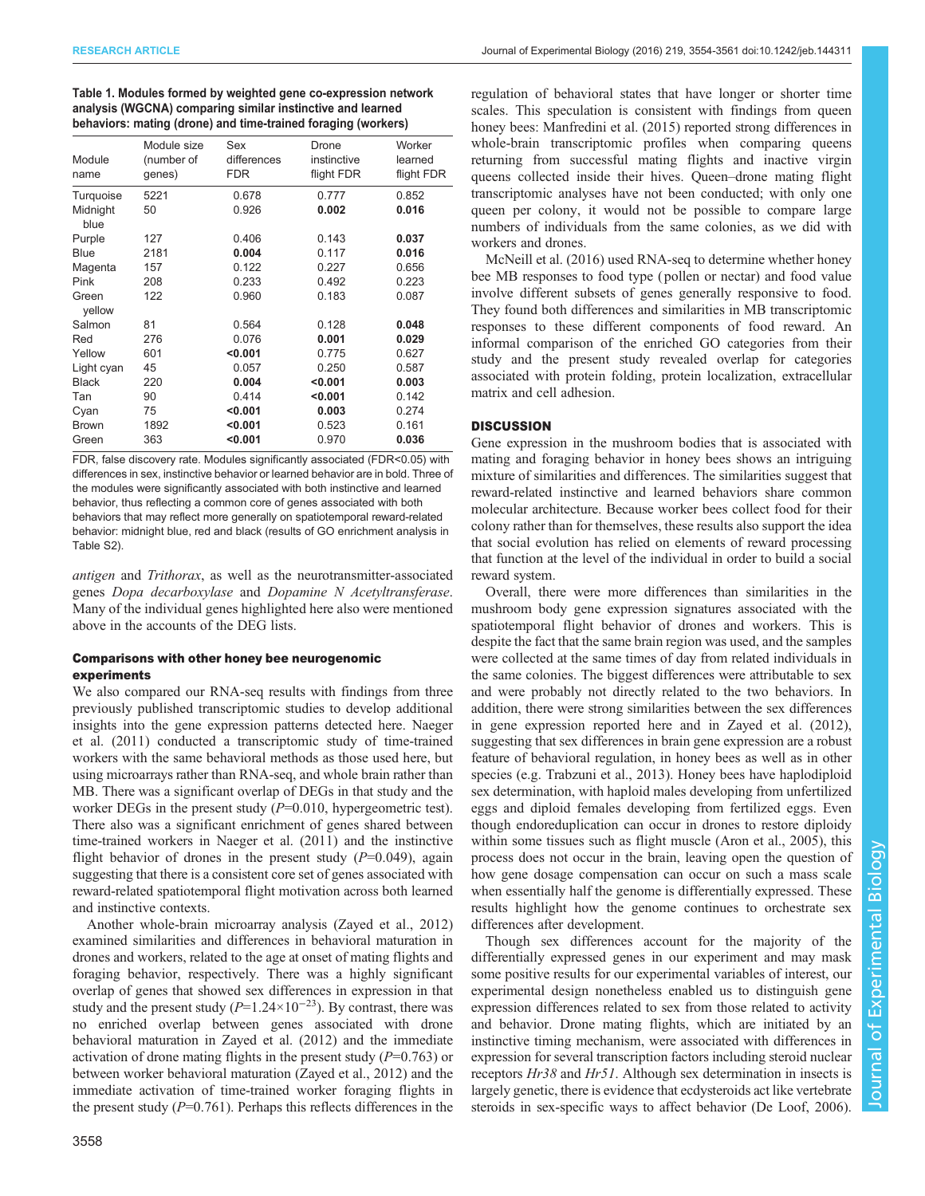**Table 1. Modules formed by weighted gene co-expression network analysis (WGCNA) comparing similar instinctive and learned behaviors: mating (drone) and time-trained foraging (workers)**

| Module name | Module size (number of genes) | Sex differences FDR | Drone instinctive flight FDR | Worker learned flight FDR |
|---|---|---|---|---|
| Turquoise | 5221 | 0.678 | 0.777 | 0.852 |
| Midnight blue | 50 | 0.926 | **0.002** | **0.016** |
| Purple | 127 | 0.406 | 0.143 | **0.037** |
| Blue | 2181 | **0.004** | 0.117 | **0.016** |
| Magenta | 157 | 0.122 | 0.227 | 0.656 |
| Pink | 208 | 0.233 | 0.492 | 0.223 |
| Green yellow | 122 | 0.960 | 0.183 | 0.087 |
| Salmon | 81 | 0.564 | 0.128 | **0.048** |
| Red | 276 | 0.076 | **0.001** | **0.029** |
| Yellow | 601 | **<0.001** | 0.775 | 0.627 |
| Light cyan | 45 | 0.057 | 0.250 | 0.587 |
| Black | 220 | **0.004** | **<0.001** | **0.003** |
| Tan | 90 | 0.414 | **<0.001** | 0.142 |
| Cyan | 75 | **<0.001** | **0.003** | 0.274 |
| Brown | 1892 | **<0.001** | 0.523 | 0.161 |
| Green | 363 | **<0.001** | 0.970 | **0.036** |

FDR, false discovery rate. Modules significantly associated (FDR<0.05) with differences in sex, instinctive behavior or learned behavior are in bold. Three of the modules were significantly associated with both instinctive and learned behavior, thus reflecting a common core of genes associated with both behaviors that may reflect more generally on spatiotemporal reward-related behavior: midnight blue, red and black (results of GO enrichment analysis in Table S2).

*antigen* and *Trithorax*, as well as the neurotransmitter-associated genes *Dopa decarboxylase* and *Dopamine N Acetyltransferase*. Many of the individual genes highlighted here also were mentioned above in the accounts of the DEG lists.

### Comparisons with other honey bee neurogenomic experiments

We also compared our RNA-seq results with findings from three previously published transcriptomic studies to develop additional insights into the gene expression patterns detected here. Naeger et al. (2011) conducted a transcriptomic study of time-trained workers with the same behavioral methods as those used here, but using microarrays rather than RNA-seq, and whole brain rather than MB. There was a significant overlap of DEGs in that study and the worker DEGs in the present study ($P$=0.010, hypergeometric test). There also was a significant enrichment of genes shared between time-trained workers in Naeger et al. (2011) and the instinctive flight behavior of drones in the present study ($P$=0.049), again suggesting that there is a consistent core set of genes associated with reward-related spatiotemporal flight motivation across both learned and instinctive contexts.

Another whole-brain microarray analysis (Zayed et al., 2012) examined similarities and differences in behavioral maturation in drones and workers, related to the age at onset of mating flights and foraging behavior, respectively. There was a highly significant overlap of genes that showed sex differences in expression in that study and the present study ($P$=$1.24\times10^{-23}$). By contrast, there was no enriched overlap between genes associated with drone behavioral maturation in Zayed et al. (2012) and the immediate activation of drone mating flights in the present study ($P$=0.763) or between worker behavioral maturation (Zayed et al., 2012) and the immediate activation of time-trained worker foraging flights in the present study ($P$=0.761). Perhaps this reflects differences in the regulation of behavioral states that have longer or shorter time scales. This speculation is consistent with findings from queen honey bees: Manfredini et al. (2015) reported strong differences in whole-brain transcriptomic profiles when comparing queens returning from successful mating flights and inactive virgin queens collected inside their hives. Queen–drone mating flight transcriptomic analyses have not been conducted; with only one queen per colony, it would not be possible to compare large numbers of individuals from the same colonies, as we did with workers and drones.

McNeill et al. (2016) used RNA-seq to determine whether honey bee MB responses to food type (pollen or nectar) and food value involve different subsets of genes generally responsive to food. They found both differences and similarities in MB transcriptomic responses to these different components of food reward. An informal comparison of the enriched GO categories from their study and the present study revealed overlap for categories associated with protein folding, protein localization, extracellular matrix and cell adhesion.

## DISCUSSION

Gene expression in the mushroom bodies that is associated with mating and foraging behavior in honey bees shows an intriguing mixture of similarities and differences. The similarities suggest that reward-related instinctive and learned behaviors share common molecular architecture. Because worker bees collect food for their colony rather than for themselves, these results also support the idea that social evolution has relied on elements of reward processing that function at the level of the individual in order to build a social reward system.

Overall, there were more differences than similarities in the mushroom body gene expression signatures associated with the spatiotemporal flight behavior of drones and workers. This is despite the fact that the same brain region was used, and the samples were collected at the same times of day from related individuals in the same colonies. The biggest differences were attributable to sex and were probably not directly related to the two behaviors. In addition, there were strong similarities between the sex differences in gene expression reported here and in Zayed et al. (2012), suggesting that sex differences in brain gene expression are a robust feature of behavioral regulation, in honey bees as well as in other species (e.g. Trabzuni et al., 2013). Honey bees have haplodiploid sex determination, with haploid males developing from unfertilized eggs and diploid females developing from fertilized eggs. Even though endoreduplication can occur in drones to restore diploidy within some tissues such as flight muscle (Aron et al., 2005), this process does not occur in the brain, leaving open the question of how gene dosage compensation can occur on such a mass scale when essentially half the genome is differentially expressed. These results highlight how the genome continues to orchestrate sex differences after development.

Though sex differences account for the majority of the differentially expressed genes in our experiment and may mask some positive results for our experimental variables of interest, our experimental design nonetheless enabled us to distinguish gene expression differences related to sex from those related to activity and behavior. Drone mating flights, which are initiated by an instinctive timing mechanism, were associated with differences in expression for several transcription factors including steroid nuclear receptors *Hr38* and *Hr51*. Although sex determination in insects is largely genetic, there is evidence that ecdysteroids act like vertebrate steroids in sex-specific ways to affect behavior (De Loof, 2006).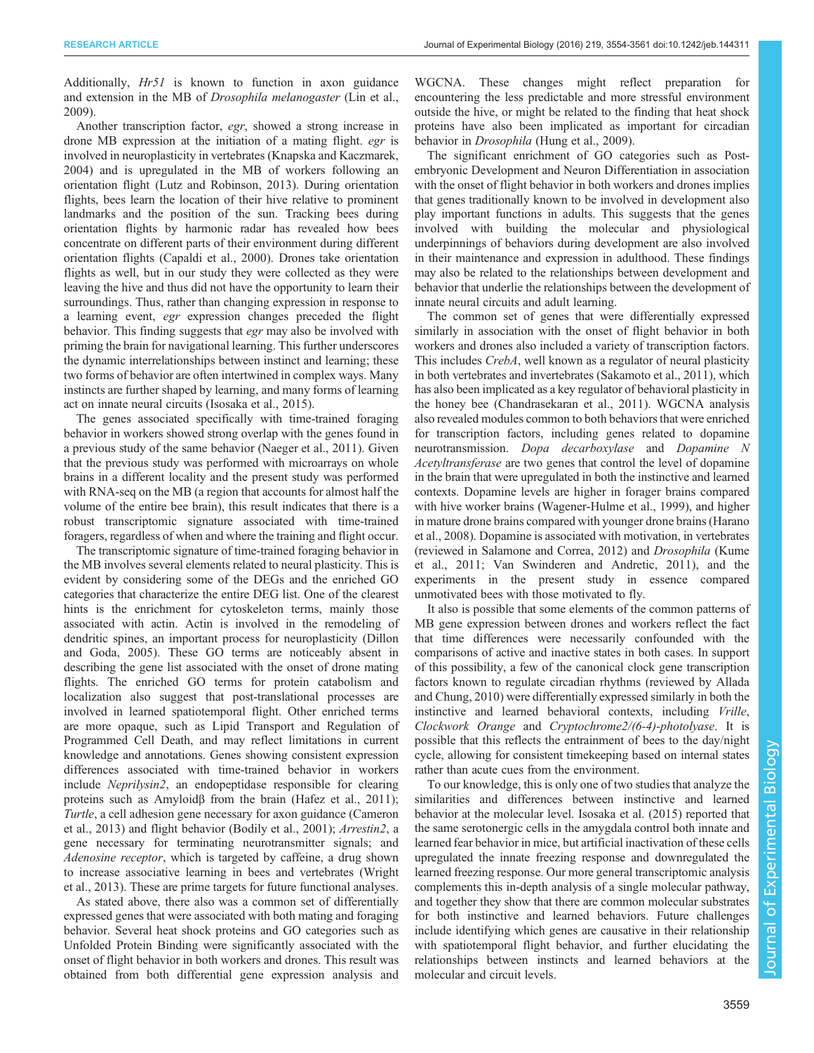Additionally, *Hr51* is known to function in axon guidance and extension in the MB of *Drosophila melanogaster* (Lin et al., 2009).

Another transcription factor, *egr*, showed a strong increase in drone MB expression at the initiation of a mating flight. *egr* is involved in neuroplasticity in vertebrates (Knapska and Kaczmarek, 2004) and is upregulated in the MB of workers following an orientation flight (Lutz and Robinson, 2013). During orientation flights, bees learn the location of their hive relative to prominent landmarks and the position of the sun. Tracking bees during orientation flights by harmonic radar has revealed how bees concentrate on different parts of their environment during different orientation flights (Capaldi et al., 2000). Drones take orientation flights as well, but in our study they were collected as they were leaving the hive and thus did not have the opportunity to learn their surroundings. Thus, rather than changing expression in response to a learning event, *egr* expression changes preceded the flight behavior. This finding suggests that *egr* may also be involved with priming the brain for navigational learning. This further underscores the dynamic interrelationships between instinct and learning; these two forms of behavior are often intertwined in complex ways. Many instincts are further shaped by learning, and many forms of learning act on innate neural circuits (Isosaka et al., 2015).

The genes associated specifically with time-trained foraging behavior in workers showed strong overlap with the genes found in a previous study of the same behavior (Naeger et al., 2011). Given that the previous study was performed with microarrays on whole brains in a different locality and the present study was performed with RNA-seq on the MB (a region that accounts for almost half the volume of the entire bee brain), this result indicates that there is a robust transcriptomic signature associated with time-trained foragers, regardless of when and where the training and flight occur.

The transcriptomic signature of time-trained foraging behavior in the MB involves several elements related to neural plasticity. This is evident by considering some of the DEGs and the enriched GO categories that characterize the entire DEG list. One of the clearest hints is the enrichment for cytoskeleton terms, mainly those associated with actin. Actin is involved in the remodeling of dendritic spines, an important process for neuroplasticity (Dillon and Goda, 2005). These GO terms are noticeably absent in describing the gene list associated with the onset of drone mating flights. The enriched GO terms for protein catabolism and localization also suggest that post-translational processes are involved in learned spatiotemporal flight. Other enriched terms are more opaque, such as Lipid Transport and Regulation of Programmed Cell Death, and may reflect limitations in current knowledge and annotations. Genes showing consistent expression differences associated with time-trained behavior in workers include *Neprilysin2*, an endopeptidase responsible for clearing proteins such as Amyloidβ from the brain (Hafez et al., 2011); *Turtle*, a cell adhesion gene necessary for axon guidance (Cameron et al., 2013) and flight behavior (Bodily et al., 2001); *Arrestin2*, a gene necessary for terminating neurotransmitter signals; and *Adenosine receptor*, which is targeted by caffeine, a drug shown to increase associative learning in bees and vertebrates (Wright et al., 2013). These are prime targets for future functional analyses.

As stated above, there also was a common set of differentially expressed genes that were associated with both mating and foraging behavior. Several heat shock proteins and GO categories such as Unfolded Protein Binding were significantly associated with the onset of flight behavior in both workers and drones. This result was obtained from both differential gene expression analysis and WGCNA. These changes might reflect preparation for encountering the less predictable and more stressful environment outside the hive, or might be related to the finding that heat shock proteins have also been implicated as important for circadian behavior in *Drosophila* (Hung et al., 2009).

The significant enrichment of GO categories such as Post-embryonic Development and Neuron Differentiation in association with the onset of flight behavior in both workers and drones implies that genes traditionally known to be involved in development also play important functions in adults. This suggests that the genes involved with building the molecular and physiological underpinnings of behaviors during development are also involved in their maintenance and expression in adulthood. These findings may also be related to the relationships between development and behavior that underlie the relationships between the development of innate neural circuits and adult learning.

The common set of genes that were differentially expressed similarly in association with the onset of flight behavior in both workers and drones also included a variety of transcription factors. This includes *CrebA*, well known as a regulator of neural plasticity in both vertebrates and invertebrates (Sakamoto et al., 2011), which has also been implicated as a key regulator of behavioral plasticity in the honey bee (Chandrasekaran et al., 2011). WGCNA analysis also revealed modules common to both behaviors that were enriched for transcription factors, including genes related to dopamine neurotransmission. *Dopa decarboxylase* and *Dopamine N Acetyltransferase* are two genes that control the level of dopamine in the brain that were upregulated in both the instinctive and learned contexts. Dopamine levels are higher in forager brains compared with hive worker brains (Wagener-Hulme et al., 1999), and higher in mature drone brains compared with younger drone brains (Harano et al., 2008). Dopamine is associated with motivation, in vertebrates (reviewed in Salamone and Correa, 2012) and *Drosophila* (Kume et al., 2011; Van Swinderen and Andretic, 2011), and the experiments in the present study in essence compared unmotivated bees with those motivated to fly.

It also is possible that some elements of the common patterns of MB gene expression between drones and workers reflect the fact that time differences were necessarily confounded with the comparisons of active and inactive states in both cases. In support of this possibility, a few of the canonical clock gene transcription factors known to regulate circadian rhythms (reviewed by Allada and Chung, 2010) were differentially expressed similarly in both the instinctive and learned behavioral contexts, including *Vrille*, *Clockwork Orange* and *Cryptochrome2/(6-4)-photolyase*. It is possible that this reflects the entrainment of bees to the day/night cycle, allowing for consistent timekeeping based on internal states rather than acute cues from the environment.

To our knowledge, this is only one of two studies that analyze the similarities and differences between instinctive and learned behavior at the molecular level. Isosaka et al. (2015) reported that the same serotonergic cells in the amygdala control both innate and learned fear behavior in mice, but artificial inactivation of these cells upregulated the innate freezing response and downregulated the learned freezing response. Our more general transcriptomic analysis complements this in-depth analysis of a single molecular pathway, and together they show that there are common molecular substrates for both instinctive and learned behaviors. Future challenges include identifying which genes are causative in their relationship with spatiotemporal flight behavior, and further elucidating the relationships between instincts and learned behaviors at the molecular and circuit levels.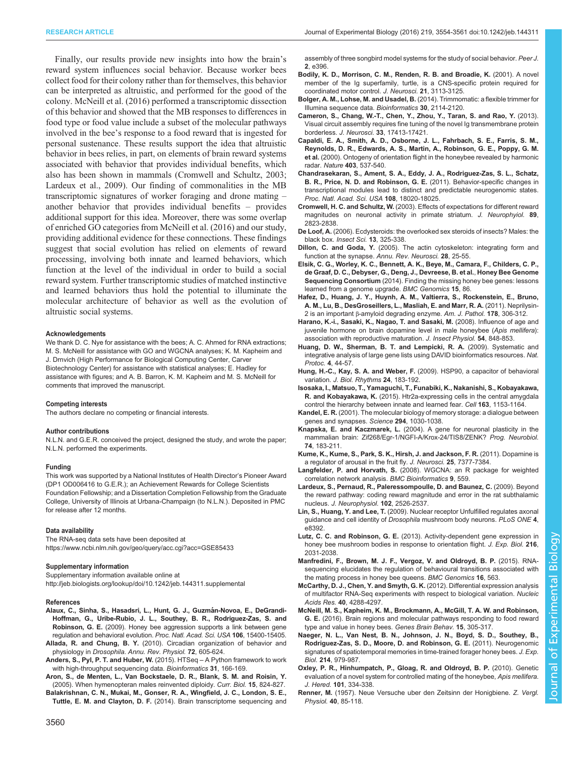Finally, our results provide new insights into how the brain's reward system influences social behavior. Because worker bees collect food for their colony rather than for themselves, this behavior can be interpreted as altruistic, and performed for the good of the colony. McNeill et al. (2016) performed a transcriptomic dissection of this behavior and showed that the MB responses to differences in food type or food value include a subset of the molecular pathways involved in the bee's response to a food reward that is ingested for personal sustenance. These results support the idea that altruistic behavior in bees relies, in part, on elements of brain reward systems associated with behavior that provides individual benefits, which also has been shown in mammals (Cromwell and Schultz, 2003; Lardeux et al., 2009). Our finding of commonalities in the MB transcriptomic signatures of worker foraging and drone mating – another behavior that provides individual benefits – provides additional support for this idea. Moreover, there was some overlap of enriched GO categories from McNeill et al. (2016) and our study, providing additional evidence for these connections. These findings suggest that social evolution has relied on elements of reward processing, involving both innate and learned behaviors, which function at the level of the individual in order to build a social reward system. Further transcriptomic studies of matched instinctive and learned behaviors thus hold the potential to illuminate the molecular architecture of behavior as well as the evolution of altruistic social systems.

#### Acknowledgements

We thank D. C. Nye for assistance with the bees; A. C. Ahmed for RNA extractions; M. S. McNeill for assistance with GO and WGCNA analyses; K. M. Kapheim and J. Drnvich (High Performance for Biological Computing Center, Carver Biotechnology Center) for assistance with statistical analyses; E. Hadley for assistance with figures; and A. B. Barron, K. M. Kapheim and M. S. McNeill for comments that improved the manuscript.

#### Competing interests

The authors declare no competing or financial interests.

#### Author contributions

N.L.N. and G.E.R. conceived the project, designed the study, and wrote the paper; N.L.N. performed the experiments.

#### Funding

This work was supported by a National Institutes of Health Director's Pioneer Award (DP1 OD006416 to G.E.R.); an Achievement Rewards for College Scientists Foundation Fellowship; and a Dissertation Completion Fellowship from the Graduate College, University of Illinois at Urbana-Champaign (to N.L.N.). Deposited in PMC for release after 12 months.

#### Data availability

The RNA-seq data sets have been deposited at https://www.ncbi.nlm.nih.gov/geo/query/acc.cgi?acc=GSE85433

#### Supplementary information

Supplementary information available online at http://jeb.biologists.org/lookup/doi/10.1242/jeb.144311.supplemental

#### References

**Alaux, C., Sinha, S., Hasadsri, L., Hunt, G. J., Guzmán-Novoa, E., DeGrandi-Hoffman, G., Uribe-Rubio, J. L., Southey, B. R., Rodriguez-Zas, S. and Robinson, G. E.** (2009). Honey bee aggression supports a link between gene regulation and behavioral evolution. *Proc. Natl. Acad. Sci. USA* **106**, 15400-15405.

**Allada, R. and Chung, B. Y.** (2010). Circadian organization of behavior and physiology in *Drosophila*. *Annu. Rev. Physiol.* **72**, 605-624.

**Anders, S., Pyl, P. T. and Huber, W.** (2015). HTSeq – A Python framework to work with high-throughput sequencing data. *Bioinformatics* **31**, 166-169.

**Aron, S., de Menten, L., Van Bockstaele, D. R., Blank, S. M. and Roisin, Y.** (2005). When hymenopteran males reinvented diploidy. *Curr. Biol.* **15**, 824-827.

**Balakrishnan, C. N., Mukai, M., Gonser, R. A., Wingfield, J. C., London, S. E., Tuttle, E. M. and Clayton, D. F.** (2014). Brain transcriptome sequencing and assembly of three songbird model systems for the study of social behavior. *Peer J.* **2**, e396.

**Bodily, K. D., Morrison, C. M., Renden, R. B. and Broadie, K.** (2001). A novel member of the Ig superfamily, turtle, is a CNS-specific protein required for coordinated motor control. *J. Neurosci.* **21**, 3113-3125.

**Bolger, A. M., Lohse, M. and Usadel, B.** (2014). Trimmomatic: a flexible trimmer for Illumina sequence data. *Bioinformatics* **30**, 2114-2120.

**Cameron, S., Chang, W.-T., Chen, Y., Zhou, Y., Taran, S. and Rao, Y.** (2013). Visual circuit assembly requires fine tuning of the novel Ig transmembrane protein borderless. *J. Neurosci.* **33**, 17413-17421.

**Capaldi, E. A., Smith, A. D., Osborne, J. L., Fahrbach, S. E., Farris, S. M., Reynolds, D. R., Edwards, A. S., Martin, A., Robinson, G. E., Poppy, G. M. et al.** (2000). Ontogeny of orientation flight in the honeybee revealed by harmonic radar. *Nature* **403**, 537-540.

**Chandrasekaran, S., Ament, S. A., Eddy, J. A., Rodriguez-Zas, S. L., Schatz, B. R., Price, N. D. and Robinson, G. E.** (2011). Behavior-specific changes in transcriptional modules lead to distinct and predictable neurogenomic states. *Proc. Natl. Acad. Sci. USA* **108**, 18020-18025.

**Cromwell, H. C. and Schultz, W.** (2003). Effects of expectations for different reward magnitudes on neuronal activity in primate striatum. *J. Neurophysiol.* **89**, 2823-2838.

**De Loof, A.** (2006). Ecdysteroids: the overlooked sex steroids of insects? Males: the black box. *Insect Sci.* **13**, 325-338.

**Dillon, C. and Goda, Y.** (2005). The actin cytoskeleton: integrating form and function at the synapse. *Annu. Rev. Neurosci.* **28**, 25-55.

**Elsik, C. G., Worley, K. C., Bennett, A. K., Beye, M., Camara, F., Childers, C. P., de Graaf, D. C., Debyser, G., Deng, J., Devreese, B. et al., Honey Bee Genome Sequencing Consortium** (2014). Finding the missing honey bee genes: lessons learned from a genome upgrade. *BMC Genomics* **15**, 86.

**Hafez, D., Huang, J. Y., Huynh, A. M., Valtierra, S., Rockenstein, E., Bruno, A. M., Lu, B., DesGroseillers, L., Masliah, E. and Marr, R. A.** (2011). Neprilysin-2 is an important β-amyloid degrading enzyme. *Am. J. Pathol.* **178**, 306-312.

**Harano, K.-i., Sasaki, K., Nagao, T. and Sasaki, M.** (2008). Influence of age and juvenile hormone on brain dopamine level in male honeybee (*Apis mellifera*): association with reproductive maturation. *J. Insect Physiol.* **54**, 848-853.

**Huang, D. W., Sherman, B. T. and Lempicki, R. A.** (2009). Systematic and integrative analysis of large gene lists using DAVID bioinformatics resources. *Nat. Protoc.* **4**, 44-57.

**Hung, H.-C., Kay, S. A. and Weber, F.** (2009). HSP90, a capacitor of behavioral variation. *J. Biol. Rhythms* **24**, 183-192.

**Isosaka, I., Matsuo, T., Yamaguchi, T., Funabiki, K., Nakanishi, S., Kobayakawa, R. and Kobayakawa, K.** (2015). Htr2a-expressing cells in the central amygdala control the hierarchy between innate and learned fear. *Cell* **163**, 1153-1164.

**Kandel, E. R.** (2001). The molecular biology of memory storage: a dialogue between genes and synapses. *Science* **294**, 1030-1038.

**Knapska, E. and Kaczmarek, L.** (2004). A gene for neuronal plasticity in the mammalian brain: Zif268/Egr-1/NGFI-A/Krox-24/TIS8/ZENK? *Prog. Neurobiol.* **74**, 183-211.

**Kume, K., Kume, S., Park, S. K., Hirsh, J. and Jackson, F. R.** (2011). Dopamine is a regulator of arousal in the fruit fly. *J. Neurosci.* **25**, 7377-7384.

**Langfelder, P. and Horvath, S.** (2008). WGCNA: an R package for weighted correlation network analysis. *BMC Bioinformatics* **9**, 559.

**Lardeux, S., Pernaud, R., Paleressompoulle, D. and Baunez, C.** (2009). Beyond the reward pathway: coding reward magnitude and error in the rat subthalamic nucleus. *J. Neurophysiol.* **102**, 2526-2537.

**Lin, S., Huang, Y. and Lee, T.** (2009). Nuclear receptor Unfulfilled regulates axonal guidance and cell identity of *Drosophila* mushroom body neurons. *PLoS ONE* **4**, e8392.

**Lutz, C. C. and Robinson, G. E.** (2013). Activity-dependent gene expression in honey bee mushroom bodies in response to orientation flight. *J. Exp. Biol.* **216**, 2031-2038.

**Manfredini, F., Brown, M. J. F., Vergoz, V. and Oldroyd, B. P.** (2015). RNA-sequencing elucidates the regulation of behavioural transitions associated with the mating process in honey bee queens. *BMC Genomics* **16**, 563.

**McCarthy, D. J., Chen, Y. and Smyth, G. K.** (2012). Differential expression analysis of multifactor RNA-Seq experiments with respect to biological variation. *Nucleic Acids Res.* **40**, 4288-4297.

**McNeill, M. S., Kapheim, K. M., Brockmann, A., McGill, T. A. W. and Robinson, G. E.** (2016). Brain regions and molecular pathways responding to food reward type and value in honey bees. *Genes Brain Behav.* **15**, 305-317.

**Naeger, N. L., Van Nest, B. N., Johnson, J. N., Boyd, S. D., Southey, B., Rodriguez-Zas, S. D., Moore, D. and Robinson, G. E.** (2011). Neurogenomic signatures of spatiotemporal memories in time-trained forager honey bees. *J. Exp. Biol.* **214**, 979-987.

**Oxley, P. R., Hinhumpatch, P., Gloag, R. and Oldroyd, B. P.** (2010). Genetic evaluation of a novel system for controlled mating of the honeybee, *Apis mellifera*. *J. Hered.* **101**, 334-338.

**Renner, M.** (1957). Neue Versuche uber den Zeitsinn der Honigbiene. *Z. Vergl. Physiol.* **40**, 85-118.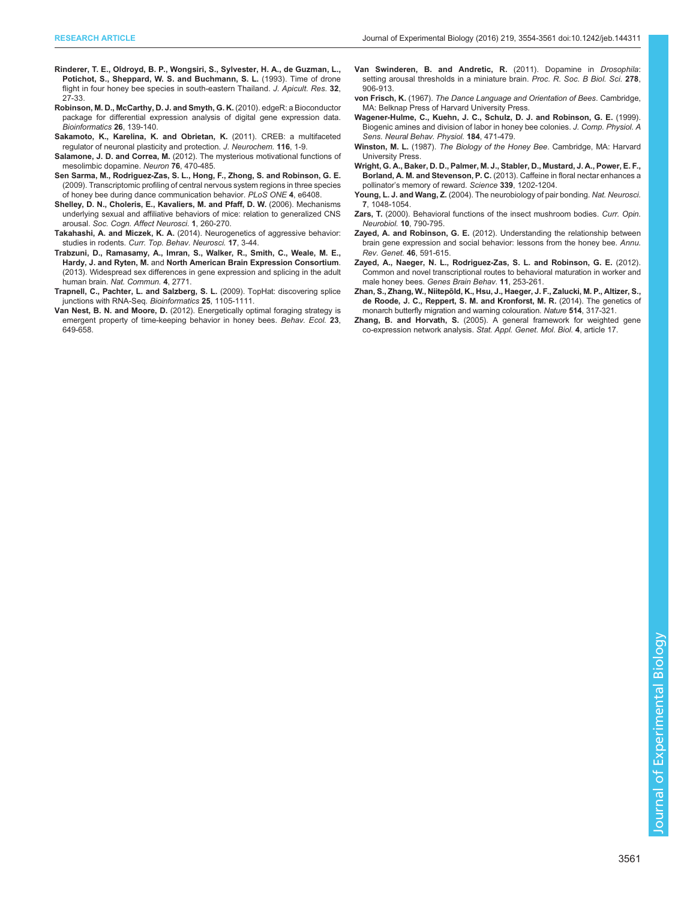**Rinderer, T. E., Oldroyd, B. P., Wongsiri, S., Sylvester, H. A., de Guzman, L., Potichot, S., Sheppard, W. S. and Buchmann, S. L.** (1993). Time of drone flight in four honey bee species in south-eastern Thailand. *J. Apicult. Res.* **32**, 27-33.

**Robinson, M. D., McCarthy, D. J. and Smyth, G. K.** (2010). edgeR: a Bioconductor package for differential expression analysis of digital gene expression data. *Bioinformatics* **26**, 139-140.

**Sakamoto, K., Karelina, K. and Obrietan, K.** (2011). CREB: a multifaceted regulator of neuronal plasticity and protection. *J. Neurochem.* **116**, 1-9.

**Salamone, J. D. and Correa, M.** (2012). The mysterious motivational functions of mesolimbic dopamine. *Neuron* **76**, 470-485.

**Sen Sarma, M., Rodriguez-Zas, S. L., Hong, F., Zhong, S. and Robinson, G. E.** (2009). Transcriptomic profiling of central nervous system regions in three species of honey bee during dance communication behavior. *PLoS ONE* **4**, e6408.

**Shelley, D. N., Choleris, E., Kavaliers, M. and Pfaff, D. W.** (2006). Mechanisms underlying sexual and affiliative behaviors of mice: relation to generalized CNS arousal. *Soc. Cogn. Affect Neurosci.* **1**, 260-270.

**Takahashi, A. and Miczek, K. A.** (2014). Neurogenetics of aggressive behavior: studies in rodents. *Curr. Top. Behav. Neurosci.* **17**, 3-44.

**Trabzuni, D., Ramasamy, A., Imran, S., Walker, R., Smith, C., Weale, M. E., Hardy, J. and Ryten, M.** and **North American Brain Expression Consortium**. (2013). Widespread sex differences in gene expression and splicing in the adult human brain. *Nat. Commun.* **4**, 2771.

**Trapnell, C., Pachter, L. and Salzberg, S. L.** (2009). TopHat: discovering splice junctions with RNA-Seq. *Bioinformatics* **25**, 1105-1111.

**Van Nest, B. N. and Moore, D.** (2012). Energetically optimal foraging strategy is emergent property of time-keeping behavior in honey bees. *Behav. Ecol.* **23**, 649-658.

**Van Swinderen, B. and Andretic, R.** (2011). Dopamine in *Drosophila*: setting arousal thresholds in a miniature brain. *Proc. R. Soc. B Biol. Sci.* **278**, 906-913.

**von Frisch, K.** (1967). *The Dance Language and Orientation of Bees*. Cambridge, MA: Belknap Press of Harvard University Press.

**Wagener-Hulme, C., Kuehn, J. C., Schulz, D. J. and Robinson, G. E.** (1999). Biogenic amines and division of labor in honey bee colonies. *J. Comp. Physiol. A Sens. Neural Behav. Physiol.* **184**, 471-479.

**Winston, M. L.** (1987). *The Biology of the Honey Bee*. Cambridge, MA: Harvard University Press.

**Wright, G. A., Baker, D. D., Palmer, M. J., Stabler, D., Mustard, J. A., Power, E. F., Borland, A. M. and Stevenson, P. C.** (2013). Caffeine in floral nectar enhances a pollinator's memory of reward. *Science* **339**, 1202-1204.

**Young, L. J. and Wang, Z.** (2004). The neurobiology of pair bonding. *Nat. Neurosci.* **7**, 1048-1054.

**Zars, T.** (2000). Behavioral functions of the insect mushroom bodies. *Curr. Opin. Neurobiol.* **10**, 790-795.

**Zayed, A. and Robinson, G. E.** (2012). Understanding the relationship between brain gene expression and social behavior: lessons from the honey bee. *Annu. Rev. Genet.* **46**, 591-615.

**Zayed, A., Naeger, N. L., Rodriguez-Zas, S. L. and Robinson, G. E.** (2012). Common and novel transcriptional routes to behavioral maturation in worker and male honey bees. *Genes Brain Behav.* **11**, 253-261.

**Zhan, S., Zhang, W., Niitepõld, K., Hsu, J., Haeger, J. F., Zalucki, M. P., Altizer, S., de Roode, J. C., Reppert, S. M. and Kronforst, M. R.** (2014). The genetics of monarch butterfly migration and warning colouration. *Nature* **514**, 317-321.

**Zhang, B. and Horvath, S.** (2005). A general framework for weighted gene co-expression network analysis. *Stat. Appl. Genet. Mol. Biol.* **4**, article 17.